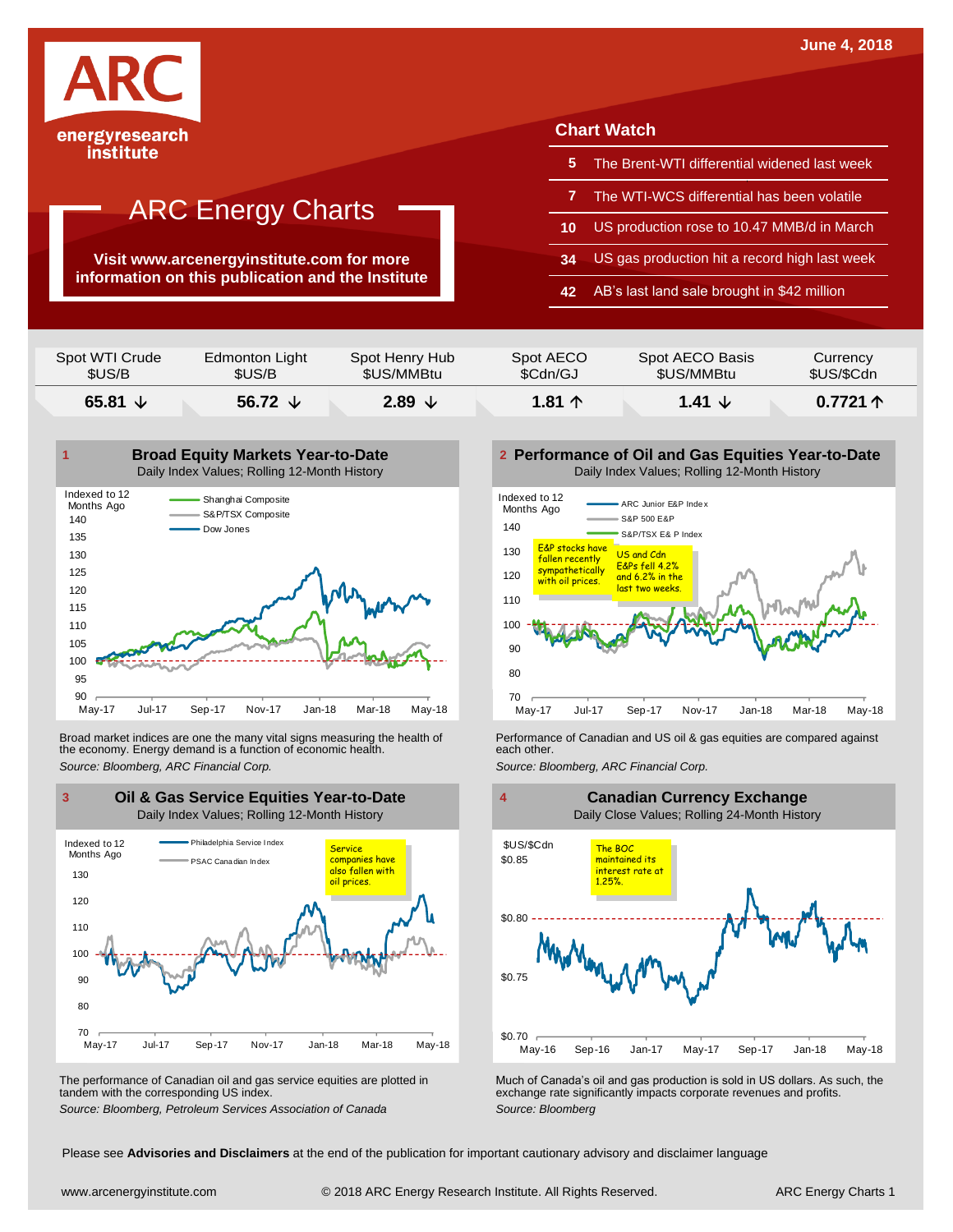June 4, 2018

ARC energyresearch institute

# ARC Energy Charts

**Visit www.arcenergyinstitute.com for more information on this publication and the Institute**

## Chart Watch

| | |
|---|---|
| 5 | The Brent-WTI differential widened last week |
| 7 | The WTI-WCS differential has been volatile |
| 10 | US production rose to 10.47 MMB/d in March |
| 34 | US gas production hit a record high last week |
| 42 | AB's last land sale brought in $42 million |

| Spot WTI Crude $US/B | Edmonton Light $US/B | Spot Henry Hub $US/MMBtu | Spot AECO $Cdn/GJ | Spot AECO Basis $US/MMBtu | Currency $US/$Cdn |
|---|---|---|---|---|---|
| **65.81 ↓** | **56.72 ↓** | **2.89 ↓** | **1.81 ↑** | **1.41 ↓** | **0.7721 ↑** |

### 1 Broad Equity Markets Year-to-Date
Daily Index Values; Rolling 12-Month History

Broad market indices are one the many vital signs measuring the health of the economy. Energy demand is a function of economic health.

*Source: Bloomberg, ARC Financial Corp.*

### 2 Performance of Oil and Gas Equities Year-to-Date
Daily Index Values; Rolling 12-Month History

E&P stocks have fallen recently sympathetically with oil prices.

US and Cdn E&Ps fell 4.2% and 6.2% in the last two weeks.

Performance of Canadian and US oil & gas equities are compared against each other.

*Source: Bloomberg, ARC Financial Corp.*

### 3 Oil & Gas Service Equities Year-to-Date
Daily Index Values; Rolling 12-Month History

Service companies have also fallen with oil prices.

The performance of Canadian oil and gas service equities are plotted in tandem with the corresponding US index.

*Source: Bloomberg, Petroleum Services Association of Canada*

### 4 Canadian Currency Exchange
Daily Close Values; Rolling 24-Month History

The BOC maintained its interest rate at 1.25%.

Much of Canada's oil and gas production is sold in US dollars. As such, the exchange rate significantly impacts corporate revenues and profits.

*Source: Bloomberg*

Please see **Advisories and Disclaimers** at the end of the publication for important cautionary advisory and disclaimer language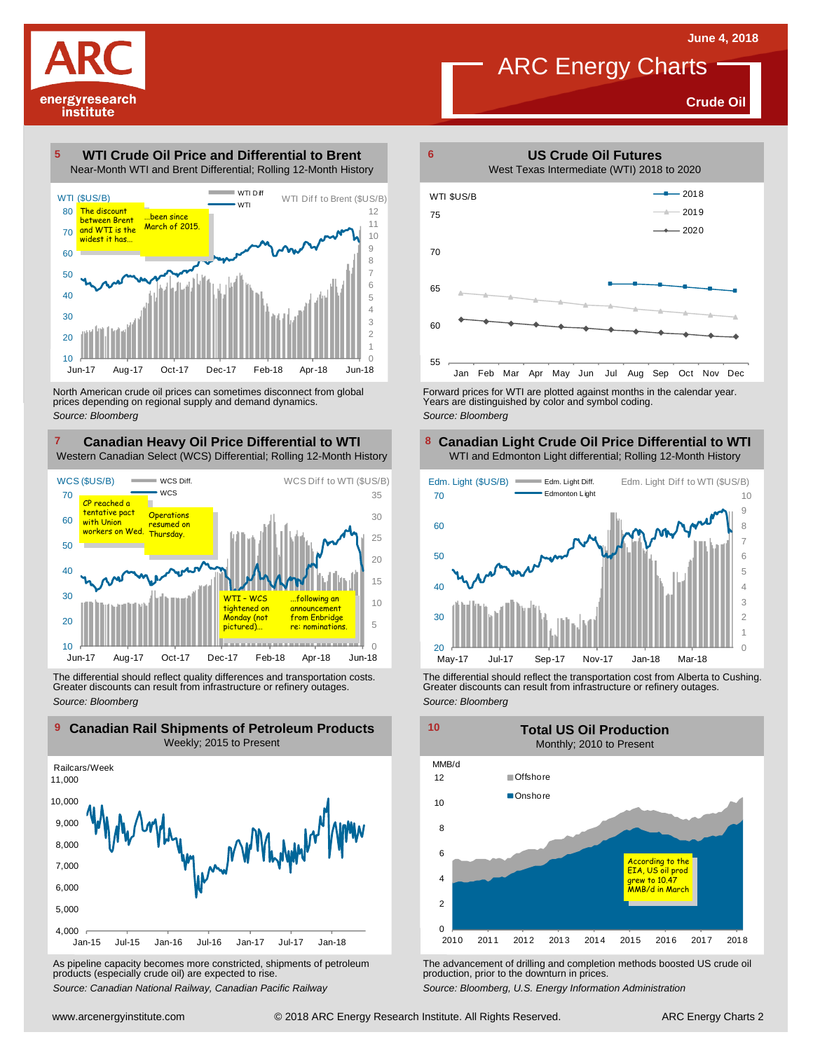June 4, 2018

# ARC Energy Charts

**Crude Oil**

## 5 WTI Crude Oil Price and Differential to Brent

Near-Month WTI and Brent Differential; Rolling 12-Month History

WTI ($US/B) — WTI Diff — WTI — WTI Diff to Brent ($US/B)

The discount between Brent and WTI is the widest it has... ...been since March of 2015.

North American crude oil prices can sometimes disconnect from global prices depending on regional supply and demand dynamics.

*Source: Bloomberg*

## 6 US Crude Oil Futures

West Texas Intermediate (WTI) 2018 to 2020

WTI $US/B — 2018 — 2019 — 2020

Forward prices for WTI are plotted against months in the calendar year. Years are distinguished by color and symbol coding.

*Source: Bloomberg*

## 7 Canadian Heavy Oil Price Differential to WTI

Western Canadian Select (WCS) Differential; Rolling 12-Month History

WCS ($US/B) — WCS Diff. — WCS — WCS Diff to WTI ($US/B)

CP reached a tentative pact with Union workers on Wed. Operations resumed on Thursday.

WTI - WCS tightened on Monday (not pictured)... ...following an announcement from Enbridge re: nominations.

The differential should reflect quality differences and transportation costs. Greater discounts can result from infrastructure or refinery outages.

*Source: Bloomberg*

## 8 Canadian Light Crude Oil Price Differential to WTI

WTI and Edmonton Light differential; Rolling 12-Month History

Edm. Light ($US/B) — Edm. Light Diff. — Edmonton Light — Edm. Light Diff to WTI ($US/B)

The differential should reflect the transportation cost from Alberta to Cushing. Greater discounts can result from infrastructure or refinery outages.

*Source: Bloomberg*

## 9 Canadian Rail Shipments of Petroleum Products

Weekly; 2015 to Present

Railcars/Week

As pipeline capacity becomes more constricted, shipments of petroleum products (especially crude oil) are expected to rise.

*Source: Canadian National Railway, Canadian Pacific Railway*

## 10 Total US Oil Production

Monthly; 2010 to Present

MMB/d — Offshore — Onshore

According to the EIA, US oil prod grew to 10.47 MMB/d in March

The advancement of drilling and completion methods boosted US crude oil production, prior to the downturn in prices.

*Source: Bloomberg, U.S. Energy Information Administration*

www.arcenergyinstitute.com © 2018 ARC Energy Research Institute. All Rights Reserved.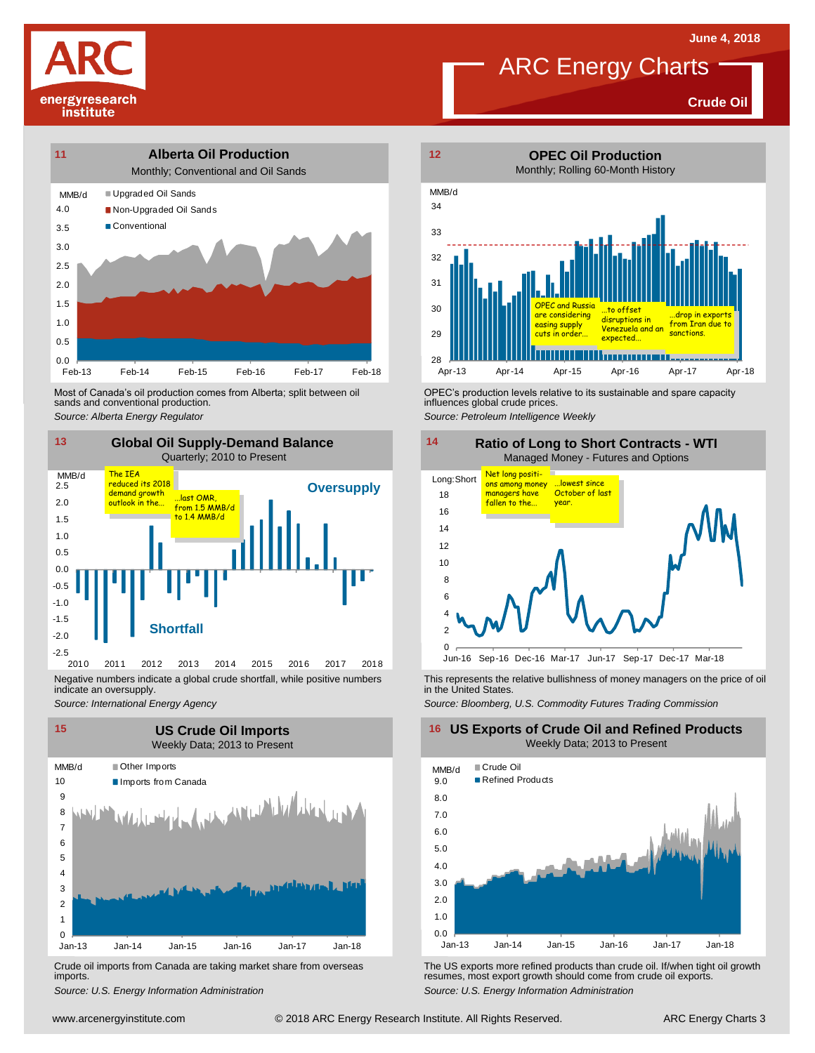# ARC Energy Charts

June 4, 2018

**Crude Oil**

## 11 Alberta Oil Production

Monthly; Conventional and Oil Sands

MMB/d

- Upgraded Oil Sands
- Non-Upgraded Oil Sands
- Conventional

Most of Canada's oil production comes from Alberta; split between oil sands and conventional production.

*Source: Alberta Energy Regulator*

## 12 OPEC Oil Production

Monthly; Rolling 60-Month History

MMB/d

OPEC and Russia are considering easing supply cuts in order… …to offset disruptions in Venezuela and an expected… …drop in exports from Iran due to sanctions.

OPEC's production levels relative to its sustainable and spare capacity influences global crude prices.

*Source: Petroleum Intelligence Weekly*

## 13 Global Oil Supply-Demand Balance

Quarterly; 2010 to Present

MMB/d

The IEA reduced its 2018 demand growth outlook in the… …last OMR, from 1.5 MMB/d to 1.4 MMB/d

Oversupply

Shortfall

Negative numbers indicate a global crude shortfall, while positive numbers indicate an oversupply.

*Source: International Energy Agency*

## 14 Ratio of Long to Short Contracts - WTI

Managed Money - Futures and Options

Long:Short

Net long positions among money managers have fallen to the… …lowest since October of last year.

This represents the relative bullishness of money managers on the price of oil in the United States.

*Source: Bloomberg, U.S. Commodity Futures Trading Commission*

## 15 US Crude Oil Imports

Weekly Data; 2013 to Present

MMB/d

- Other Imports
- Imports from Canada

Crude oil imports from Canada are taking market share from overseas imports.

*Source: U.S. Energy Information Administration*

## 16 US Exports of Crude Oil and Refined Products

Weekly Data; 2013 to Present

MMB/d

- Crude Oil
- Refined Products

The US exports more refined products than crude oil. If/when tight oil growth resumes, most export growth should come from crude oil exports.

*Source: U.S. Energy Information Administration*

www.arcenergyinstitute.com © 2018 ARC Energy Research Institute. All Rights Reserved.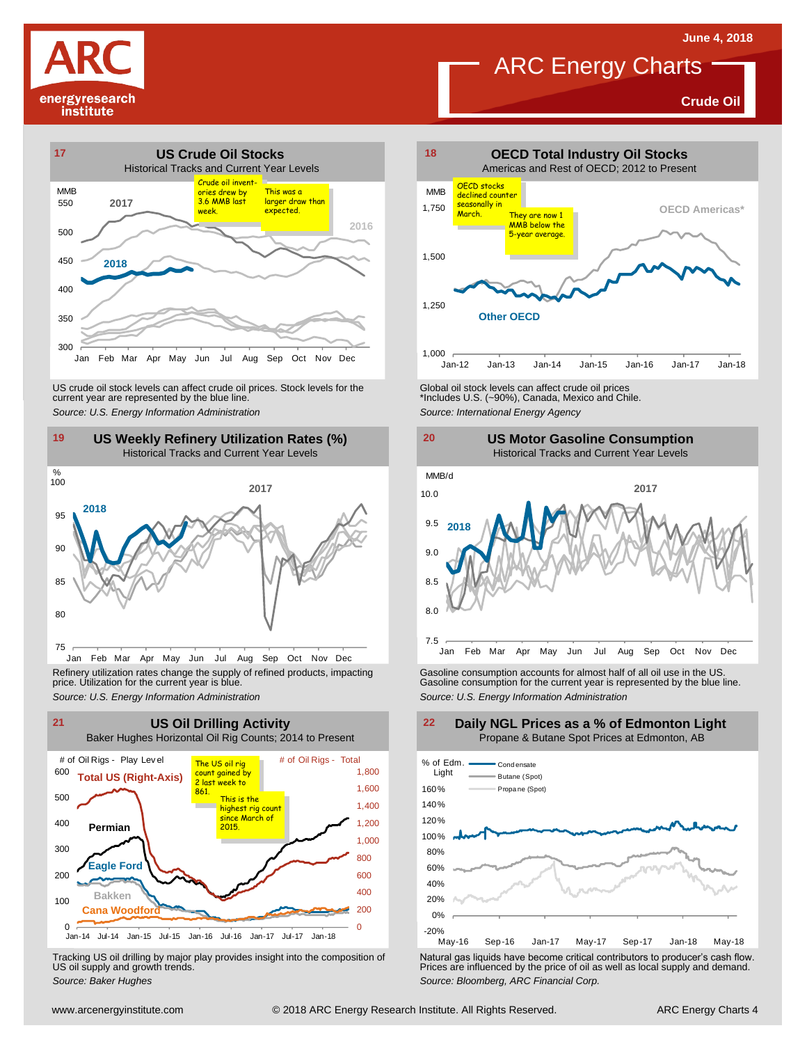# ARC Energy Charts

June 4, 2018

**Crude Oil**

## 17 US Crude Oil Stocks

Historical Tracks and Current Year Levels

MMB

Crude oil inventories drew by 3.6 MMB last week.

This was a larger draw than expected.

US crude oil stock levels can affect crude oil prices. Stock levels for the current year are represented by the blue line.

*Source: U.S. Energy Information Administration*

## 18 OECD Total Industry Oil Stocks

Americas and Rest of OECD; 2012 to Present

MMB

OECD stocks declined counter seasonally in March.

They are now 1 MMB below the 5-year average.

Global oil stock levels can affect crude oil prices
*Includes U.S. (~90%), Canada, Mexico and Chile.

*Source: International Energy Agency*

## 19 US Weekly Refinery Utilization Rates (%)

Historical Tracks and Current Year Levels

Refinery utilization rates change the supply of refined products, impacting price. Utilization for the current year is blue.

*Source: U.S. Energy Information Administration*

## 20 US Motor Gasoline Consumption

Historical Tracks and Current Year Levels

MMB/d

Gasoline consumption accounts for almost half of all oil use in the US. Gasoline consumption for the current year is represented by the blue line.

*Source: U.S. Energy Information Administration*

## 21 US Oil Drilling Activity

Baker Hughes Horizontal Oil Rig Counts; 2014 to Present

The US oil rig count gained by 2 last week to 861.

This is the highest rig count since March of 2015.

Tracking US oil drilling by major play provides insight into the composition of US oil supply and growth trends.

*Source: Baker Hughes*

## 22 Daily NGL Prices as a % of Edmonton Light

Propane & Butane Spot Prices at Edmonton, AB

Natural gas liquids have become critical contributors to producer's cash flow. Prices are influenced by the price of oil as well as local supply and demand.

*Source: Bloomberg, ARC Financial Corp.*

www.arcenergyinstitute.com © 2018 ARC Energy Research Institute. All Rights Reserved.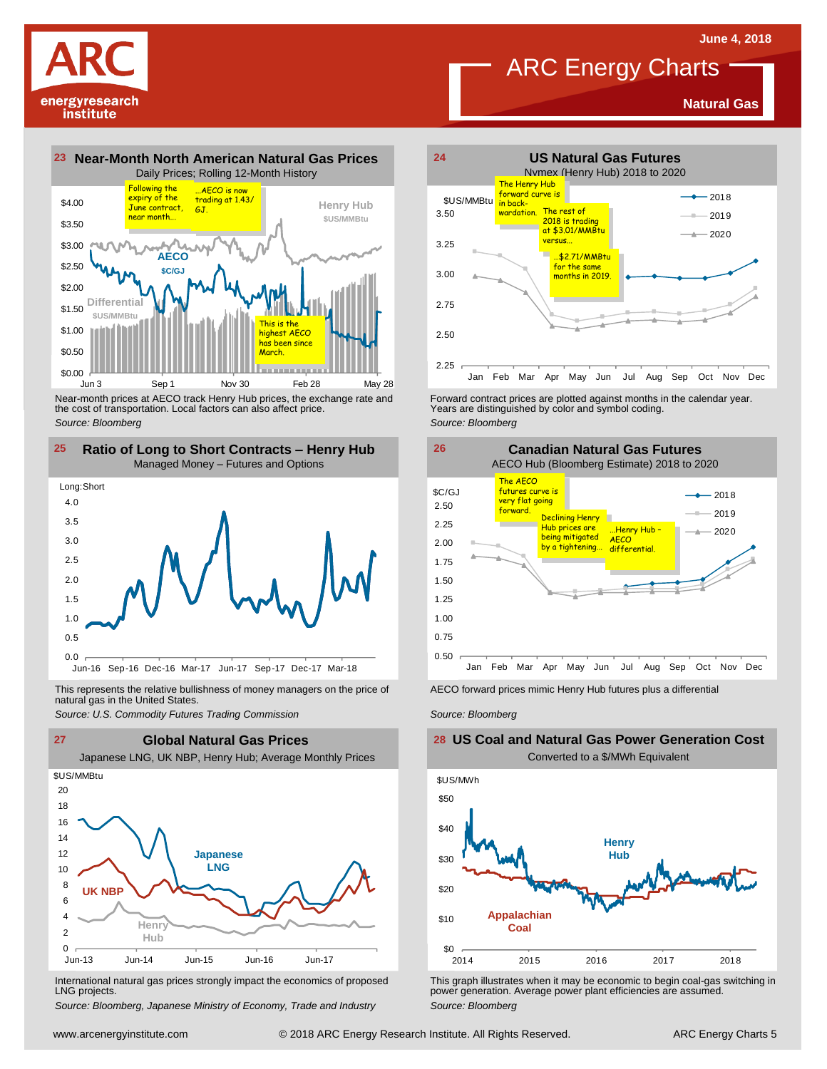# ARC Energy Charts

**Natural Gas**

June 4, 2018

## 23 Near-Month North American Natural Gas Prices

Daily Prices; Rolling 12-Month History

Following the expiry of the June contract, near month... …AECO is now trading at 1.43/GJ.

This is the highest AECO has been since March.

Henry Hub $US/MMBtu

AECO $C/GJ

Differential $US/MMBtu

Near-month prices at AECO track Henry Hub prices, the exchange rate and the cost of transportation. Local factors can also affect price.

*Source: Bloomberg*

## 24 US Natural Gas Futures

Nymex (Henry Hub) 2018 to 2020

The Henry Hub forward curve is in backwardation. The rest of 2018 is trading at $3.01/MMBtu versus… …$2.71/MMBtu for the same months in 2019.

Forward contract prices are plotted against months in the calendar year. Years are distinguished by color and symbol coding.

*Source: Bloomberg*

## 25 Ratio of Long to Short Contracts – Henry Hub

Managed Money – Futures and Options

This represents the relative bullishness of money managers on the price of natural gas in the United States.

*Source: U.S. Commodity Futures Trading Commission*

## 26 Canadian Natural Gas Futures

AECO Hub (Bloomberg Estimate) 2018 to 2020

The AECO futures curve is very flat going forward. Declining Henry Hub prices are being mitigated by a tightening… …Henry Hub – AECO differential.

AECO forward prices mimic Henry Hub futures plus a differential

*Source: Bloomberg*

## 27 Global Natural Gas Prices

Japanese LNG, UK NBP, Henry Hub; Average Monthly Prices

International natural gas prices strongly impact the economics of proposed LNG projects.

*Source: Bloomberg, Japanese Ministry of Economy, Trade and Industry*

## 28 US Coal and Natural Gas Power Generation Cost

Converted to a $/MWh Equivalent

This graph illustrates when it may be economic to begin coal-gas switching in power generation. Average power plant efficiencies are assumed.

*Source: Bloomberg*

www.arcenergyinstitute.com © 2018 ARC Energy Research Institute. All Rights Reserved.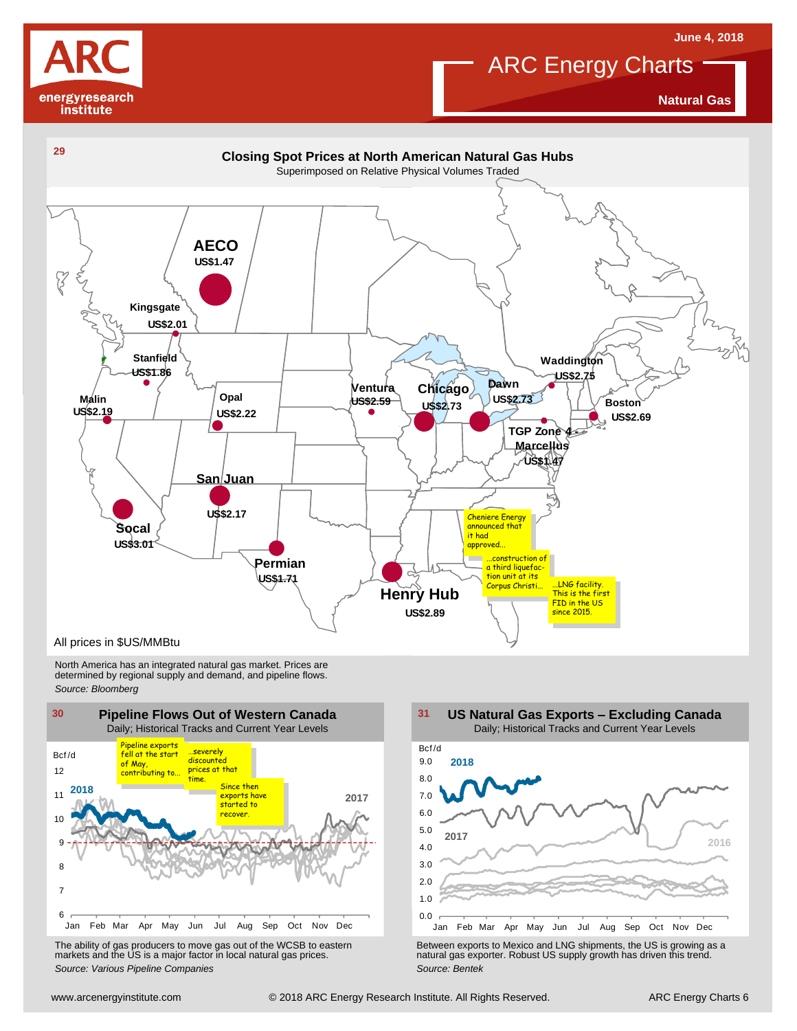June 4, 2018

# ARC Energy Charts

**Natural Gas**

## 29 Closing Spot Prices at North American Natural Gas Hubs

Superimposed on Relative Physical Volumes Traded

AECO US$1.47
Kingsgate US$2.01
Stanfield US$1.86
Malin US$2.19
Opal US$2.22
San Juan US$2.17
Socal US$3.01
Permian US$1.71
Henry Hub US$2.89
Ventura US$2.59
Chicago US$2.73
Dawn US$2.73
Waddington US$2.75
Boston US$2.69
TGP Zone 4 Marcellus US$1.47

Cheniere Energy announced that it had approved... ...construction of a third liquefaction unit at its Corpus Christi... ...LNG facility. This is the first FID in the US since 2015.

All prices in $US/MMBtu

North America has an integrated natural gas market. Prices are determined by regional supply and demand, and pipeline flows.
*Source: Bloomberg*

## 30 Pipeline Flows Out of Western Canada

Daily; Historical Tracks and Current Year Levels

Bcf/d; 2018; 2017

Pipeline exports fell at the start of May, contributing to... ...severely discounted prices at that time. Since then exports have started to recover.

The ability of gas producers to move gas out of the WCSB to eastern markets and the US is a major factor in local natural gas prices.
*Source: Various Pipeline Companies*

## 31 US Natural Gas Exports – Excluding Canada

Daily; Historical Tracks and Current Year Levels

Bcf/d; 2018; 2017; 2016

Between exports to Mexico and LNG shipments, the US is growing as a natural gas exporter. Robust US supply growth has driven this trend.
*Source: Bentek*

www.arcenergyinstitute.com © 2018 ARC Energy Research Institute. All Rights Reserved.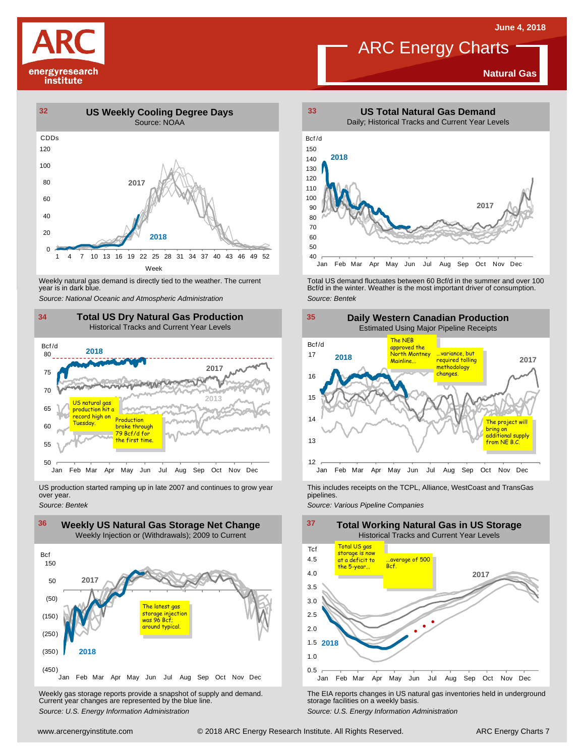# ARC Energy Charts

**June 4, 2018**

**Natural Gas**

## 32 US Weekly Cooling Degree Days

Source: NOAA

Weekly natural gas demand is directly tied to the weather. The current year is in dark blue.

*Source: National Oceanic and Atmospheric Administration*

## 33 US Total Natural Gas Demand

Daily; Historical Tracks and Current Year Levels

Total US demand fluctuates between 60 Bcf/d in the summer and over 100 Bcf/d in the winter. Weather is the most important driver of consumption.

*Source: Bentek*

## 34 Total US Dry Natural Gas Production

Historical Tracks and Current Year Levels

US natural gas production hit a record high on Tuesday. Production broke through 79 Bcf/d for the first time.

US production started ramping up in late 2007 and continues to grow year over year.

*Source: Bentek*

## 35 Daily Western Canadian Production

Estimated Using Major Pipeline Receipts

The NEB approved the North Montney Mainline... ...variance, but required tolling methodology changes. The project will bring on additional supply from NE B.C.

This includes receipts on the TCPL, Alliance, WestCoast and TransGas pipelines.

*Source: Various Pipeline Companies*

## 36 Weekly US Natural Gas Storage Net Change

Weekly Injection or (Withdrawals); 2009 to Current

The latest gas storage injection was 96 Bcf; around typical.

Weekly gas storage reports provide a snapshot of supply and demand. Current year changes are represented by the blue line.

*Source: U.S. Energy Information Administration*

## 37 Total Working Natural Gas in US Storage

Historical Tracks and Current Year Levels

Total US gas storage is now at a deficit to the 5-year... ...average of 500 Bcf.

The EIA reports changes in US natural gas inventories held in underground storage facilities on a weekly basis.

*Source: U.S. Energy Information Administration*

www.arcenergyinstitute.com © 2018 ARC Energy Research Institute. All Rights Reserved.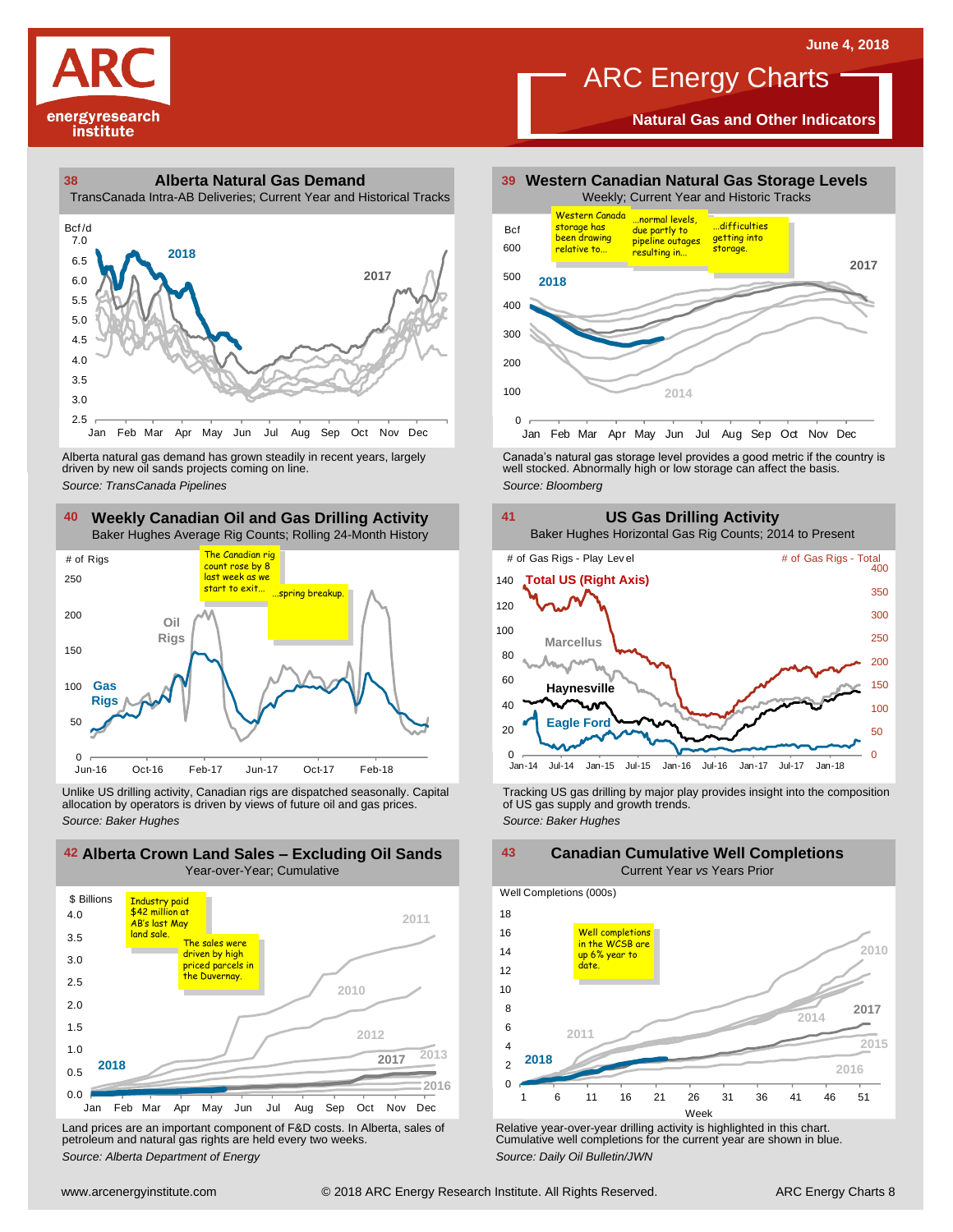# ARC Energy Charts

## Natural Gas and Other Indicators

June 4, 2018

### 38 Alberta Natural Gas Demand

TransCanada Intra-AB Deliveries; Current Year and Historical Tracks

Alberta natural gas demand has grown steadily in recent years, largely driven by new oil sands projects coming on line.

*Source: TransCanada Pipelines*

### 39 Western Canadian Natural Gas Storage Levels

Weekly; Current Year and Historic Tracks

Western Canada storage has been drawing relative to... ...normal levels, due partly to pipeline outages resulting in... ...difficulties getting into storage.

Canada's natural gas storage level provides a good metric if the country is well stocked. Abnormally high or low storage can affect the basis.

*Source: Bloomberg*

### 40 Weekly Canadian Oil and Gas Drilling Activity

Baker Hughes Average Rig Counts; Rolling 24-Month History

The Canadian rig count rose by 8 last week as we start to exit... ...spring breakup.

Unlike US drilling activity, Canadian rigs are dispatched seasonally. Capital allocation by operators is driven by views of future oil and gas prices.

*Source: Baker Hughes*

### 41 US Gas Drilling Activity

Baker Hughes Horizontal Gas Rig Counts; 2014 to Present

Tracking US gas drilling by major play provides insight into the composition of US gas supply and growth trends.

*Source: Baker Hughes*

### 42 Alberta Crown Land Sales – Excluding Oil Sands

Year-over-Year; Cumulative

Industry paid $42 million at AB's last May land sale. The sales were driven by high priced parcels in the Duvernay.

Land prices are an important component of F&D costs. In Alberta, sales of petroleum and natural gas rights are held every two weeks.

*Source: Alberta Department of Energy*

### 43 Canadian Cumulative Well Completions

Current Year *vs* Years Prior

Well completions in the WCSB are up 6% year to date.

Relative year-over-year drilling activity is highlighted in this chart. Cumulative well completions for the current year are shown in blue.

*Source: Daily Oil Bulletin/JWN*

www.arcenergyinstitute.com © 2018 ARC Energy Research Institute. All Rights Reserved.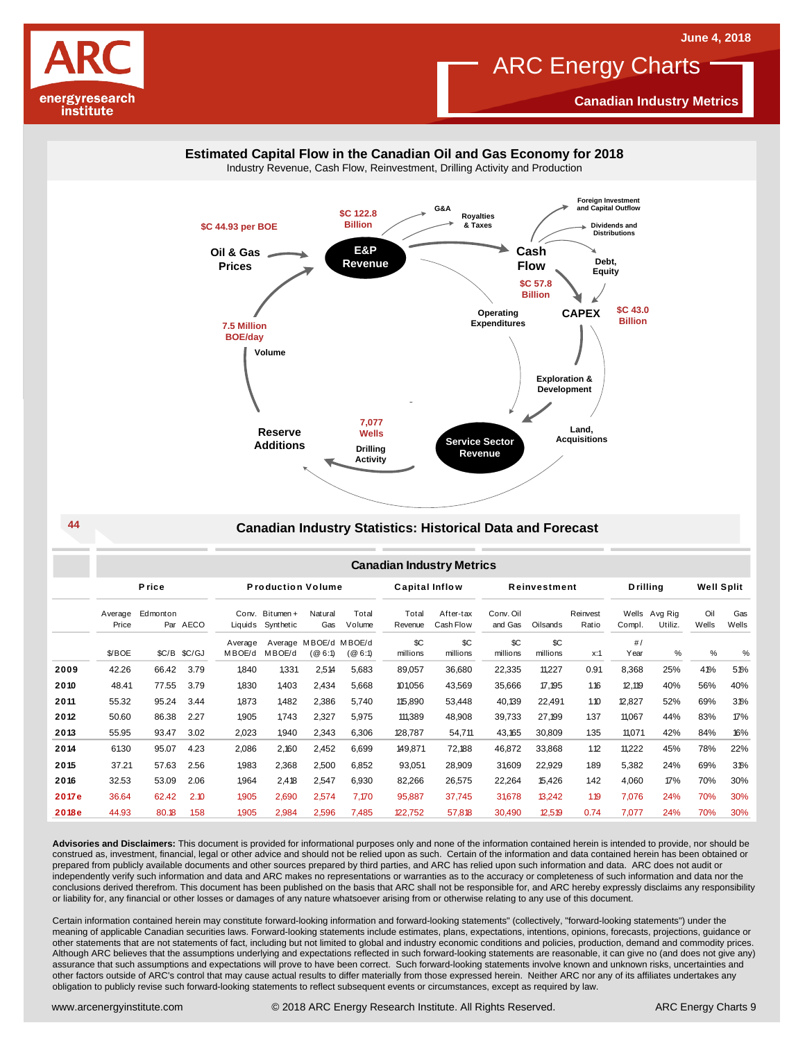# Canadian Industry Metrics

## Estimated Capital Flow in the Canadian Oil and Gas Economy for 2018

Industry Revenue, Cash Flow, Reinvestment, Drilling Activity and Production

$C 44.93 per BOE

Oil & Gas Prices

$C 122.8 Billion

E&P Revenue

G&A

Royalties & Taxes

Foreign Investment and Capital Outflow

Dividends and Distributions

Cash Flow

Debt, Equity

$C 57.8 Billion

CAPEX

$C 43.0 Billion

Operating Expenditures

7.5 Million BOE/day

Volume

Exploration & Development

Land, Acquisitions

7,077 Wells

Drilling Activity

Reserve Additions

Service Sector Revenue

44

## Canadian Industry Statistics: Historical Data and Forecast

| | Price | | | Production Volume | | | | Capital Inflow | | Reinvestment | | | Drilling | | Well Split | |
|---|---|---|---|---|---|---|---|---|---|---|---|---|---|---|---|---|
| | Average Price | Edmonton Par | AECO | Conv. Liquids | Bitumen + Synthetic | Natural Gas | Total Volume | Total Revenue | After-tax Cash Flow | Conv. Oil and Gas | Oilsands | Reinvest Ratio | Wells Compl. | Avg Rig Utiliz. | Oil Wells | Gas Wells |
| | $/BOE | $C/B | $C/GJ | Average MBOE/d | Average MBOE/d | MBOE/d (@ 6:1) | MBOE/d (@ 6:1) | $C millions | $C millions | $C millions | $C millions | x:1 | # / Year | % | % | % |
| 2009 | 42.26 | 66.42 | 3.79 | 1,840 | 1,331 | 2,514 | 5,683 | 89,057 | 36,680 | 22,335 | 11,227 | 0.91 | 8,368 | 25% | 49% | 51% |
| 2010 | 48.41 | 77.55 | 3.79 | 1,830 | 1,403 | 2,434 | 5,668 | 101,056 | 43,569 | 35,666 | 17,195 | 1.16 | 12,119 | 40% | 56% | 40% |
| 2011 | 55.32 | 95.24 | 3.44 | 1,873 | 1,482 | 2,386 | 5,740 | 115,890 | 53,448 | 40,139 | 22,491 | 1.10 | 12,827 | 52% | 69% | 31% |
| 2012 | 50.60 | 86.38 | 2.27 | 1,905 | 1,743 | 2,327 | 5,975 | 111,389 | 48,908 | 39,733 | 27,199 | 1.37 | 11,067 | 44% | 83% | 17% |
| 2013 | 55.95 | 93.47 | 3.02 | 2,023 | 1,940 | 2,343 | 6,306 | 128,787 | 54,711 | 43,165 | 30,809 | 1.35 | 11,071 | 42% | 84% | 16% |
| 2014 | 61.30 | 95.07 | 4.23 | 2,086 | 2,160 | 2,452 | 6,699 | 149,871 | 72,188 | 46,872 | 33,868 | 1.12 | 11,222 | 45% | 78% | 22% |
| 2015 | 37.21 | 57.63 | 2.56 | 1,983 | 2,368 | 2,500 | 6,852 | 93,051 | 28,909 | 31,609 | 22,929 | 1.89 | 5,382 | 24% | 69% | 31% |
| 2016 | 32.53 | 53.09 | 2.06 | 1,964 | 2,418 | 2,547 | 6,930 | 82,266 | 26,575 | 22,264 | 15,426 | 1.42 | 4,060 | 17% | 70% | 30% |
| 2017e | 36.64 | 62.42 | 2.10 | 1,905 | 2,690 | 2,574 | 7,170 | 95,887 | 37,745 | 31,678 | 13,242 | 1.19 | 7,076 | 24% | 70% | 30% |
| 2018e | 44.93 | 80.18 | 1.58 | 1,905 | 2,984 | 2,596 | 7,485 | 122,752 | 57,818 | 30,490 | 12,519 | 0.74 | 7,077 | 24% | 70% | 30% |

**Advisories and Disclaimers:** This document is provided for informational purposes only and none of the information contained herein is intended to provide, nor should be construed as, investment, financial, legal or other advice and should not be relied upon as such. Certain of the information and data contained herein has been obtained or prepared from publicly available documents and other sources prepared by third parties, and ARC has relied upon such information and data. ARC does not audit or independently verify such information and data and ARC makes no representations or warranties as to the accuracy or completeness of such information and data nor the conclusions derived therefrom. This document has been published on the basis that ARC shall not be responsible for, and ARC hereby expressly disclaims any responsibility or liability for, any financial or other losses or damages of any nature whatsoever arising from or otherwise relating to any use of this document.

Certain information contained herein may constitute forward-looking information and forward-looking statements" (collectively, "forward-looking statements") under the meaning of applicable Canadian securities laws. Forward-looking statements include estimates, plans, expectations, intentions, opinions, forecasts, projections, guidance or other statements that are not statements of fact, including but not limited to global and industry economic conditions and policies, production, demand and commodity prices. Although ARC believes that the assumptions underlying and expectations reflected in such forward-looking statements are reasonable, it can give no (and does not give any) assurance that such assumptions and expectations will prove to have been correct. Such forward-looking statements involve known and unknown risks, uncertainties and other factors outside of ARC's control that may cause actual results to differ materially from those expressed herein. Neither ARC nor any of its affiliates undertakes any obligation to publicly revise such forward-looking statements to reflect subsequent events or circumstances, except as required by law.

www.arcenergyinstitute.com © 2018 ARC Energy Research Institute. All Rights Reserved.